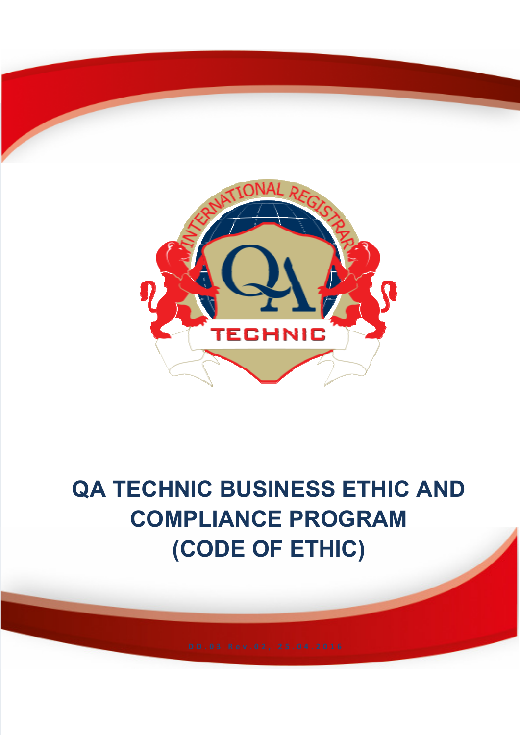# QA TECHNIC BUSINESS ETHIC AND COMPLIANCE PROGRAM (CODE OF ETHIC)

DD.03 Rev.02, 25.04.2016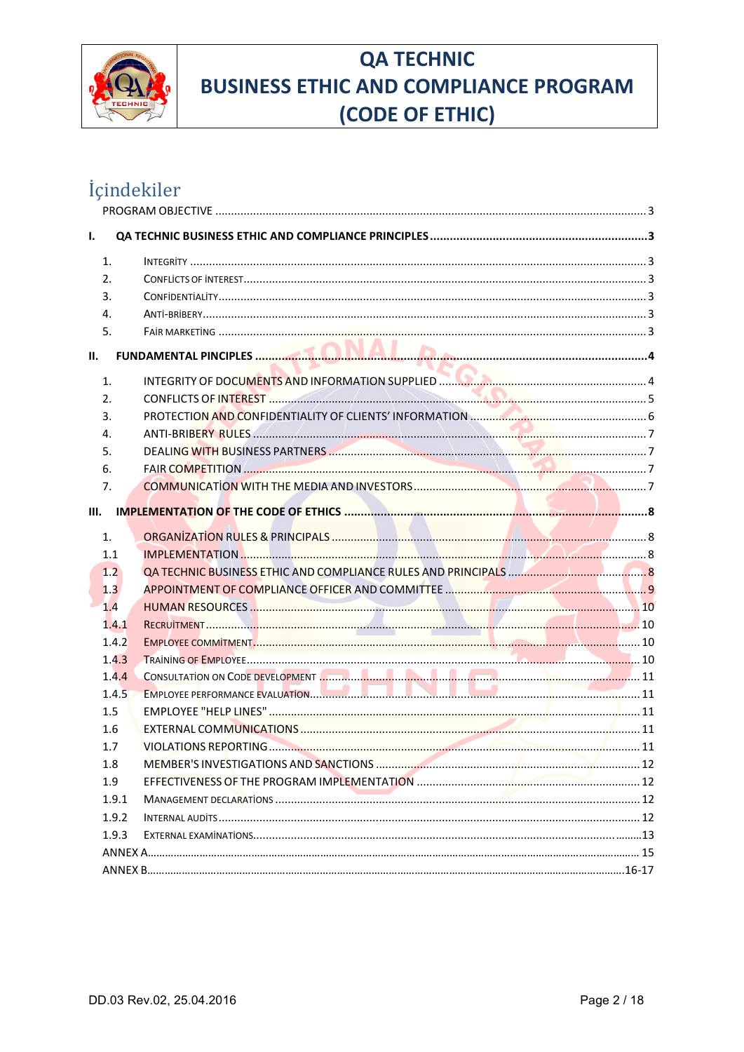# İçindekiler

PROGRAM OBJECTIVE ..... 3

**I. QA TECHNIC BUSINESS ETHIC AND COMPLIANCE PRINCIPLES ..... 3**

1. INTEGRİTY ..... 3
2. CONFLİCTS OF İNTEREST ..... 3
3. CONFİDENTİALİTY ..... 3
4. ANTİ-BRİBERY ..... 3
5. FAİR MARKETİNG ..... 3

**II. FUNDAMENTAL PINCIPLES ..... 4**

1. INTEGRITY OF DOCUMENTS AND INFORMATION SUPPLIED ..... 4
2. CONFLICTS OF INTEREST ..... 5
3. PROTECTION AND CONFIDENTIALITY OF CLIENTS' INFORMATION ..... 6
4. ANTI-BRIBERY RULES ..... 7
5. DEALING WITH BUSINESS PARTNERS ..... 7
6. FAIR COMPETITION ..... 7
7. COMMUNICATİON WITH THE MEDIA AND INVESTORS ..... 7

**III. IMPLEMENTATION OF THE CODE OF ETHICS ..... 8**

1. ORGANİZATİON RULES & PRINCIPALS ..... 8

1.1 IMPLEMENTATION ..... 8

1.2 QA TECHNIC BUSINESS ETHIC AND COMPLIANCE RULES AND PRINCIPALS ..... 8

1.3 APPOINTMENT OF COMPLIANCE OFFICER AND COMMITTEE ..... 9

1.4 HUMAN RESOURCES ..... 10

1.4.1 RECRUİTMENT ..... 10

1.4.2 EMPLOYEE COMMİTMENT ..... 10

1.4.3 TRAİNİNG OF EMPLOYEE ..... 10

1.4.4 CONSULTATİON ON CODE DEVELOPMENT ..... 11

1.4.5 EMPLOYEE PERFORMANCE EVALUATİON ..... 11

1.5 EMPLOYEE "HELP LINES" ..... 11

1.6 EXTERNAL COMMUNICATIONS ..... 11

1.7 VIOLATIONS REPORTING ..... 11

1.8 MEMBER'S INVESTIGATIONS AND SANCTIONS ..... 12

1.9 EFFECTIVENESS OF THE PROGRAM IMPLEMENTATION ..... 12

1.9.1 MANAGEMENT DECLARATİONS ..... 12

1.9.2 INTERNAL AUDİTS ..... 12

1.9.3 EXTERNAL EXAMİNATİONS ..... 13

ANNEX A ..... 15

ANNEX B ..... 16-17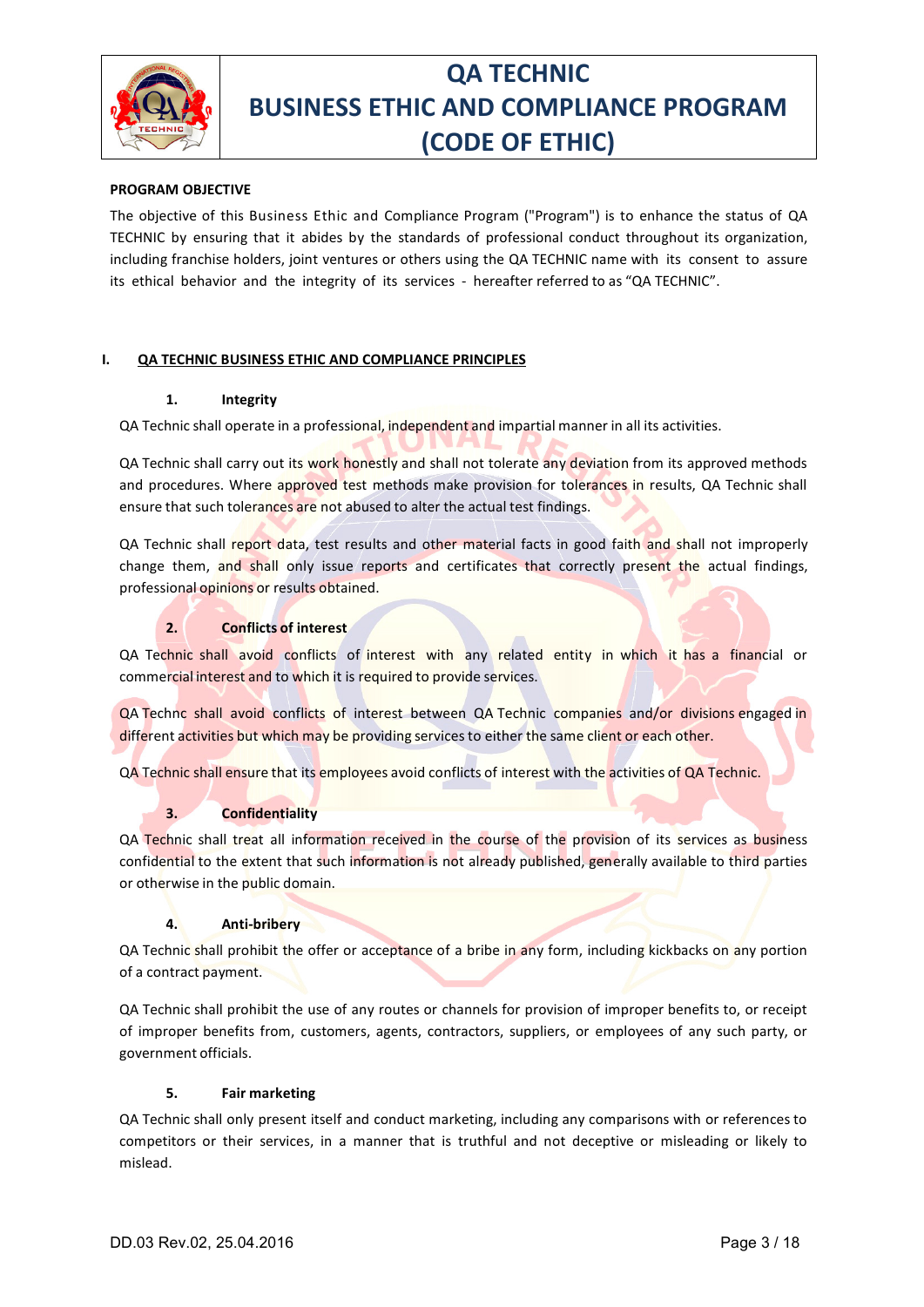# QA TECHNIC BUSINESS ETHIC AND COMPLIANCE PROGRAM (CODE OF ETHIC)

**PROGRAM OBJECTIVE**

The objective of this Business Ethic and Compliance Program ("Program") is to enhance the status of QA TECHNIC by ensuring that it abides by the standards of professional conduct throughout its organization, including franchise holders, joint ventures or others using the QA TECHNIC name with its consent to assure its ethical behavior and the integrity of its services - hereafter referred to as "QA TECHNIC".

## I. QA TECHNIC BUSINESS ETHIC AND COMPLIANCE PRINCIPLES

### 1. Integrity

QA Technic shall operate in a professional, independent and impartial manner in all its activities.

QA Technic shall carry out its work honestly and shall not tolerate any deviation from its approved methods and procedures. Where approved test methods make provision for tolerances in results, QA Technic shall ensure that such tolerances are not abused to alter the actual test findings.

QA Technic shall report data, test results and other material facts in good faith and shall not improperly change them, and shall only issue reports and certificates that correctly present the actual findings, professional opinions or results obtained.

### 2. Conflicts of interest

QA Technic shall avoid conflicts of interest with any related entity in which it has a financial or commercial interest and to which it is required to provide services.

QA Technc shall avoid conflicts of interest between QA Technic companies and/or divisions engaged in different activities but which may be providing services to either the same client or each other.

QA Technic shall ensure that its employees avoid conflicts of interest with the activities of QA Technic.

### 3. Confidentiality

QA Technic shall treat all information received in the course of the provision of its services as business confidential to the extent that such information is not already published, generally available to third parties or otherwise in the public domain.

### 4. Anti-bribery

QA Technic shall prohibit the offer or acceptance of a bribe in any form, including kickbacks on any portion of a contract payment.

QA Technic shall prohibit the use of any routes or channels for provision of improper benefits to, or receipt of improper benefits from, customers, agents, contractors, suppliers, or employees of any such party, or government officials.

### 5. Fair marketing

QA Technic shall only present itself and conduct marketing, including any comparisons with or references to competitors or their services, in a manner that is truthful and not deceptive or misleading or likely to mislead.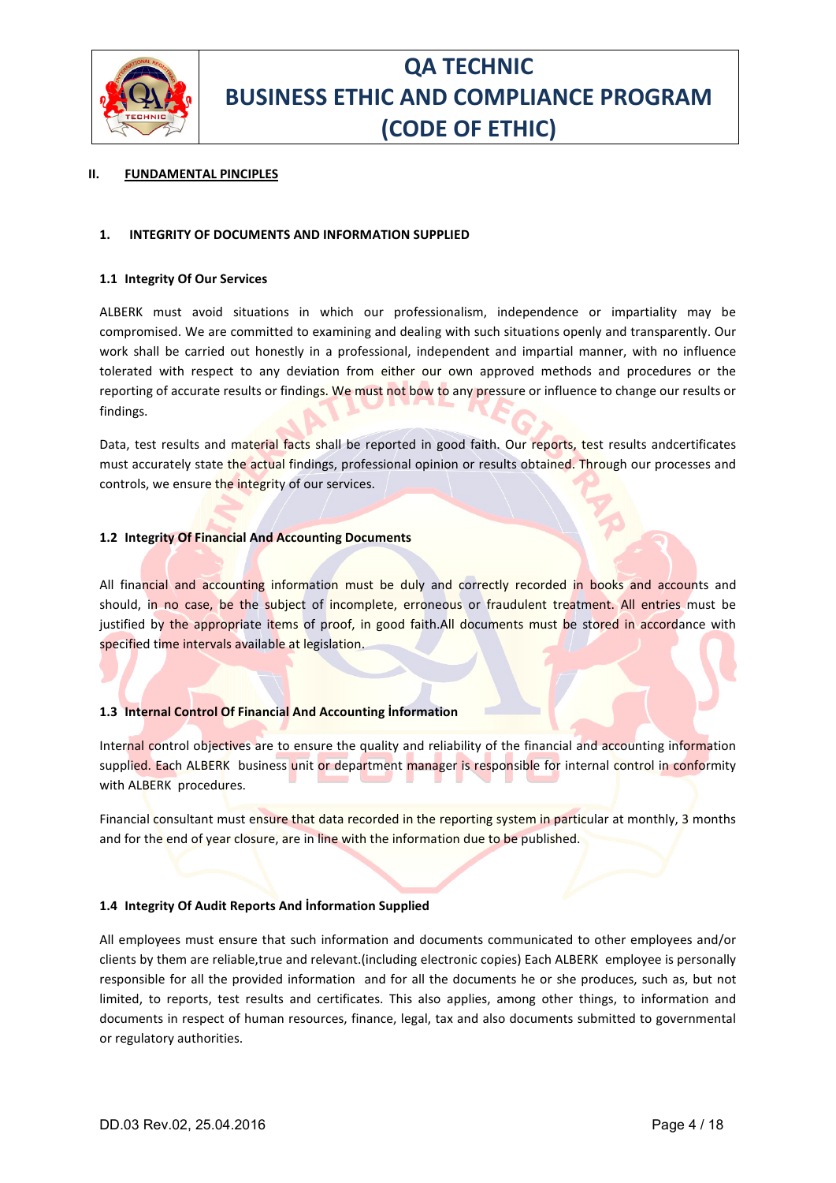## II. FUNDAMENTAL PINCIPLES

### 1. INTEGRITY OF DOCUMENTS AND INFORMATION SUPPLIED

#### 1.1 Integrity Of Our Services

ALBERK must avoid situations in which our professionalism, independence or impartiality may be compromised. We are committed to examining and dealing with such situations openly and transparently. Our work shall be carried out honestly in a professional, independent and impartial manner, with no influence tolerated with respect to any deviation from either our own approved methods and procedures or the reporting of accurate results or findings. We must not bow to any pressure or influence to change our results or findings.

Data, test results and material facts shall be reported in good faith. Our reports, test results andcertificates must accurately state the actual findings, professional opinion or results obtained. Through our processes and controls, we ensure the integrity of our services.

#### 1.2 Integrity Of Financial And Accounting Documents

All financial and accounting information must be duly and correctly recorded in books and accounts and should, in no case, be the subject of incomplete, erroneous or fraudulent treatment. All entries must be justified by the appropriate items of proof, in good faith.All documents must be stored in accordance with specified time intervals available at legislation.

#### 1.3 Internal Control Of Financial And Accounting İnformation

Internal control objectives are to ensure the quality and reliability of the financial and accounting information supplied. Each ALBERK business unit or department manager is responsible for internal control in conformity with ALBERK procedures.

Financial consultant must ensure that data recorded in the reporting system in particular at monthly, 3 months and for the end of year closure, are in line with the information due to be published.

#### 1.4 Integrity Of Audit Reports And İnformation Supplied

All employees must ensure that such information and documents communicated to other employees and/or clients by them are reliable,true and relevant.(including electronic copies) Each ALBERK employee is personally responsible for all the provided information and for all the documents he or she produces, such as, but not limited, to reports, test results and certificates. This also applies, among other things, to information and documents in respect of human resources, finance, legal, tax and also documents submitted to governmental or regulatory authorities.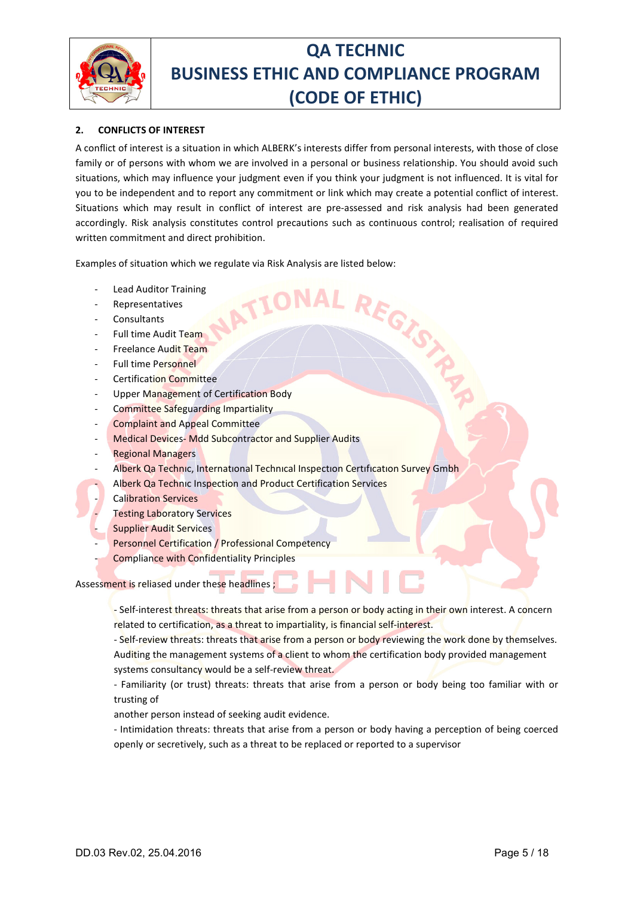## 2. CONFLICTS OF INTEREST

A conflict of interest is a situation in which ALBERK's interests differ from personal interests, with those of close family or of persons with whom we are involved in a personal or business relationship. You should avoid such situations, which may influence your judgment even if you think your judgment is not influenced. It is vital for you to be independent and to report any commitment or link which may create a potential conflict of interest. Situations which may result in conflict of interest are pre-assessed and risk analysis had been generated accordingly. Risk analysis constitutes control precautions such as continuous control; realisation of required written commitment and direct prohibition.

Examples of situation which we regulate via Risk Analysis are listed below:

- Lead Auditor Training
- Representatives
- Consultants
- Full time Audit Team
- Freelance Audit Team
- Full time Personnel
- Certification Committee
- Upper Management of Certification Body
- Committee Safeguarding Impartiality
- Complaint and Appeal Committee
- Medical Devices- Mdd Subcontractor and Supplier Audits
- Regional Managers
- Alberk Qa Technıc, Internatıonal Technıcal Inspectıon Certıfıcatıon Survey Gmbh
- Alberk Qa Technıc Inspection and Product Certification Services
- Calibration Services
- Testing Laboratory Services
- Supplier Audit Services
- Personnel Certification / Professional Competency
- Compliance with Confidentiality Principles

Assessment is reliased under these headlines ;

- Self-interest threats: threats that arise from a person or body acting in their own interest. A concern related to certification, as a threat to impartiality, is financial self-interest.
- Self-review threats: threats that arise from a person or body reviewing the work done by themselves. Auditing the management systems of a client to whom the certification body provided management systems consultancy would be a self-review threat.
- Familiarity (or trust) threats: threats that arise from a person or body being too familiar with or trusting of another person instead of seeking audit evidence.
- Intimidation threats: threats that arise from a person or body having a perception of being coerced openly or secretively, such as a threat to be replaced or reported to a supervisor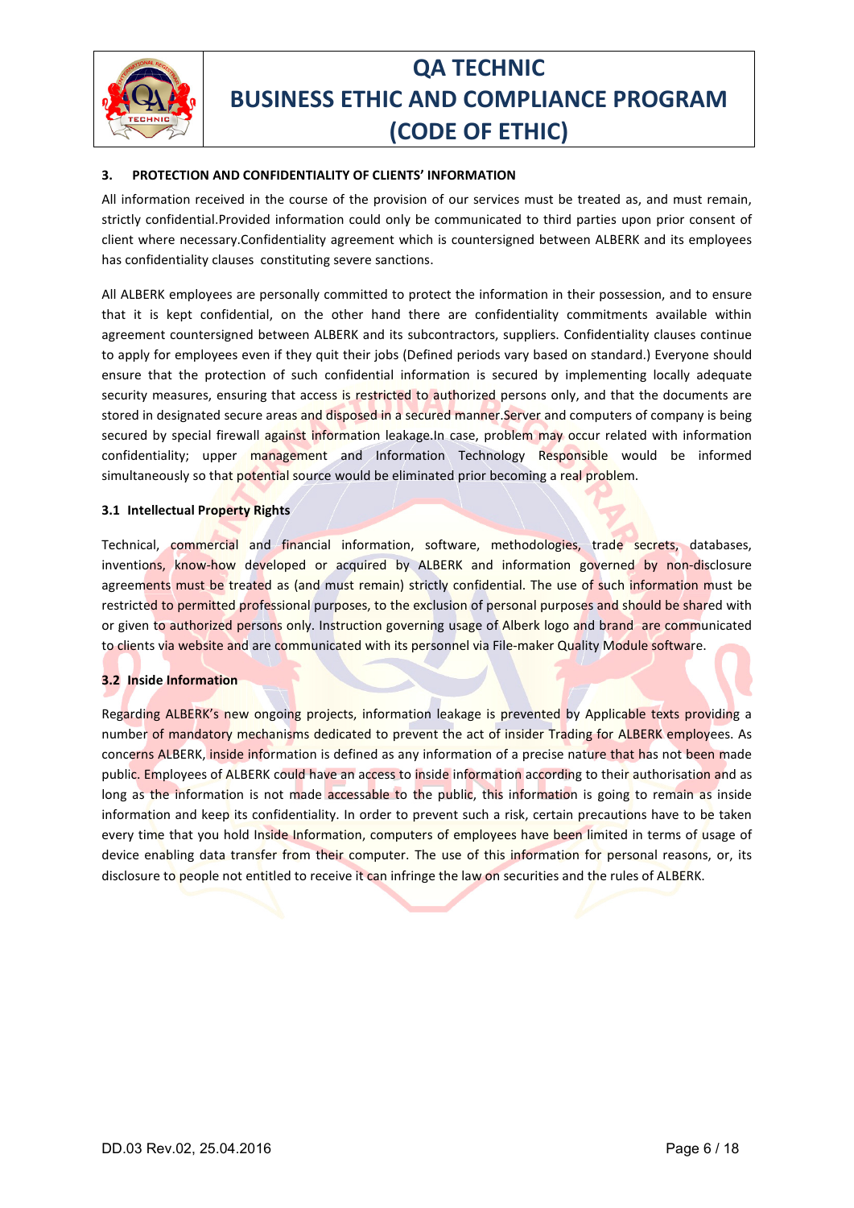### 3. PROTECTION AND CONFIDENTIALITY OF CLIENTS' INFORMATION

All information received in the course of the provision of our services must be treated as, and must remain, strictly confidential.Provided information could only be communicated to third parties upon prior consent of client where necessary.Confidentiality agreement which is countersigned between ALBERK and its employees has confidentiality clauses constituting severe sanctions.

All ALBERK employees are personally committed to protect the information in their possession, and to ensure that it is kept confidential, on the other hand there are confidentiality commitments available within agreement countersigned between ALBERK and its subcontractors, suppliers. Confidentiality clauses continue to apply for employees even if they quit their jobs (Defined periods vary based on standard.) Everyone should ensure that the protection of such confidential information is secured by implementing locally adequate security measures, ensuring that access is restricted to authorized persons only, and that the documents are stored in designated secure areas and disposed in a secured manner.Server and computers of company is being secured by special firewall against information leakage.In case, problem may occur related with information confidentiality; upper management and Information Technology Responsible would be informed simultaneously so that potential source would be eliminated prior becoming a real problem.

#### 3.1 Intellectual Property Rights

Technical, commercial and financial information, software, methodologies, trade secrets, databases, inventions, know-how developed or acquired by ALBERK and information governed by non-disclosure agreements must be treated as (and must remain) strictly confidential. The use of such information must be restricted to permitted professional purposes, to the exclusion of personal purposes and should be shared with or given to authorized persons only. Instruction governing usage of Alberk logo and brand are communicated to clients via website and are communicated with its personnel via File-maker Quality Module software.

#### 3.2 Inside Information

Regarding ALBERK's new ongoing projects, information leakage is prevented by Applicable texts providing a number of mandatory mechanisms dedicated to prevent the act of insider Trading for ALBERK employees. As concerns ALBERK, inside information is defined as any information of a precise nature that has not been made public. Employees of ALBERK could have an access to inside information according to their authorisation and as long as the information is not made accessable to the public, this information is going to remain as inside information and keep its confidentiality. In order to prevent such a risk, certain precautions have to be taken every time that you hold Inside Information, computers of employees have been limited in terms of usage of device enabling data transfer from their computer. The use of this information for personal reasons, or, its disclosure to people not entitled to receive it can infringe the law on securities and the rules of ALBERK.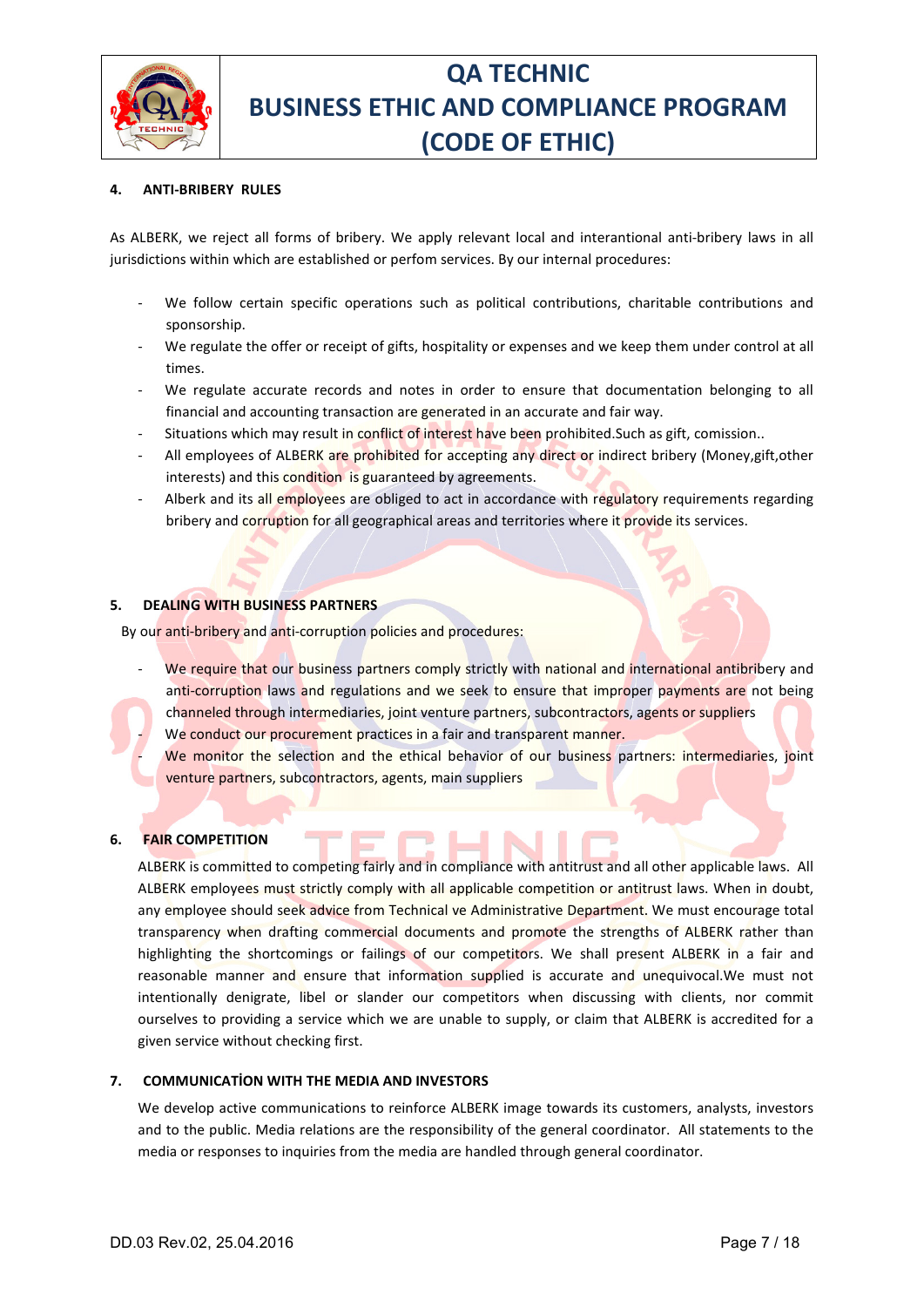#### 4. ANTI-BRIBERY RULES

As ALBERK, we reject all forms of bribery. We apply relevant local and interantional anti-bribery laws in all jurisdictions within which are established or perfom services. By our internal procedures:

- We follow certain specific operations such as political contributions, charitable contributions and sponsorship.
- We regulate the offer or receipt of gifts, hospitality or expenses and we keep them under control at all times.
- We regulate accurate records and notes in order to ensure that documentation belonging to all financial and accounting transaction are generated in an accurate and fair way.
- Situations which may result in conflict of interest have been prohibited.Such as gift, comission..
- All employees of ALBERK are prohibited for accepting any direct or indirect bribery (Money,gift,other interests) and this condition is guaranteed by agreements.
- Alberk and its all employees are obliged to act in accordance with regulatory requirements regarding bribery and corruption for all geographical areas and territories where it provide its services.

#### 5. DEALING WITH BUSINESS PARTNERS

By our anti-bribery and anti-corruption policies and procedures:

- We require that our business partners comply strictly with national and international antibribery and anti-corruption laws and regulations and we seek to ensure that improper payments are not being channeled through intermediaries, joint venture partners, subcontractors, agents or suppliers
- We conduct our procurement practices in a fair and transparent manner.
- We monitor the selection and the ethical behavior of our business partners: intermediaries, joint venture partners, subcontractors, agents, main suppliers

#### 6. FAIR COMPETITION

ALBERK is committed to competing fairly and in compliance with antitrust and all other applicable laws. All ALBERK employees must strictly comply with all applicable competition or antitrust laws. When in doubt, any employee should seek advice from Technical ve Administrative Department. We must encourage total transparency when drafting commercial documents and promote the strengths of ALBERK rather than highlighting the shortcomings or failings of our competitors. We shall present ALBERK in a fair and reasonable manner and ensure that information supplied is accurate and unequivocal.We must not intentionally denigrate, libel or slander our competitors when discussing with clients, nor commit ourselves to providing a service which we are unable to supply, or claim that ALBERK is accredited for a given service without checking first.

#### 7. COMMUNICATİON WITH THE MEDIA AND INVESTORS

We develop active communications to reinforce ALBERK image towards its customers, analysts, investors and to the public. Media relations are the responsibility of the general coordinator. All statements to the media or responses to inquiries from the media are handled through general coordinator.

DD.03 Rev.02, 25.04.2016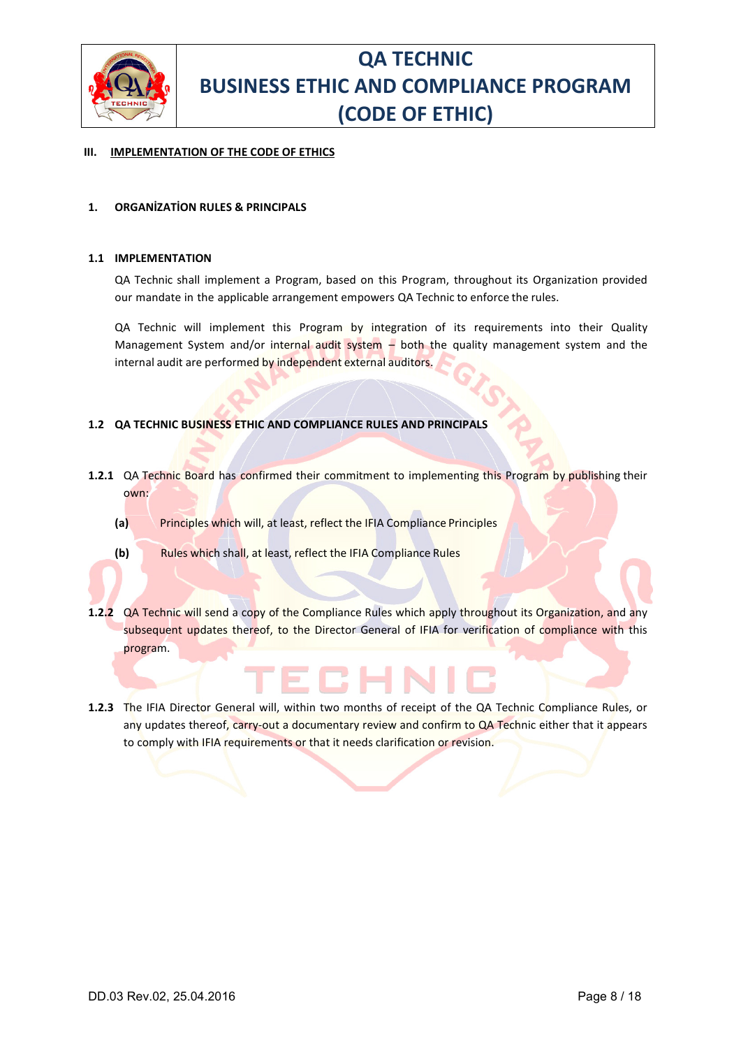## III. IMPLEMENTATION OF THE CODE OF ETHICS

### 1. ORGANİZATİON RULES & PRINCIPALS

#### 1.1 IMPLEMENTATION

QA Technic shall implement a Program, based on this Program, throughout its Organization provided our mandate in the applicable arrangement empowers QA Technic to enforce the rules.

QA Technic will implement this Program by integration of its requirements into their Quality Management System and/or internal audit system – both the quality management system and the internal audit are performed by independent external auditors.

#### 1.2 QA TECHNIC BUSINESS ETHIC AND COMPLIANCE RULES AND PRINCIPALS

**1.2.1** QA Technic Board has confirmed their commitment to implementing this Program by publishing their own:

**(a)** Principles which will, at least, reflect the IFIA Compliance Principles

**(b)** Rules which shall, at least, reflect the IFIA Compliance Rules

**1.2.2** QA Technic will send a copy of the Compliance Rules which apply throughout its Organization, and any subsequent updates thereof, to the Director General of IFIA for verification of compliance with this program.

**1.2.3** The IFIA Director General will, within two months of receipt of the QA Technic Compliance Rules, or any updates thereof, carry-out a documentary review and confirm to QA Technic either that it appears to comply with IFIA requirements or that it needs clarification or revision.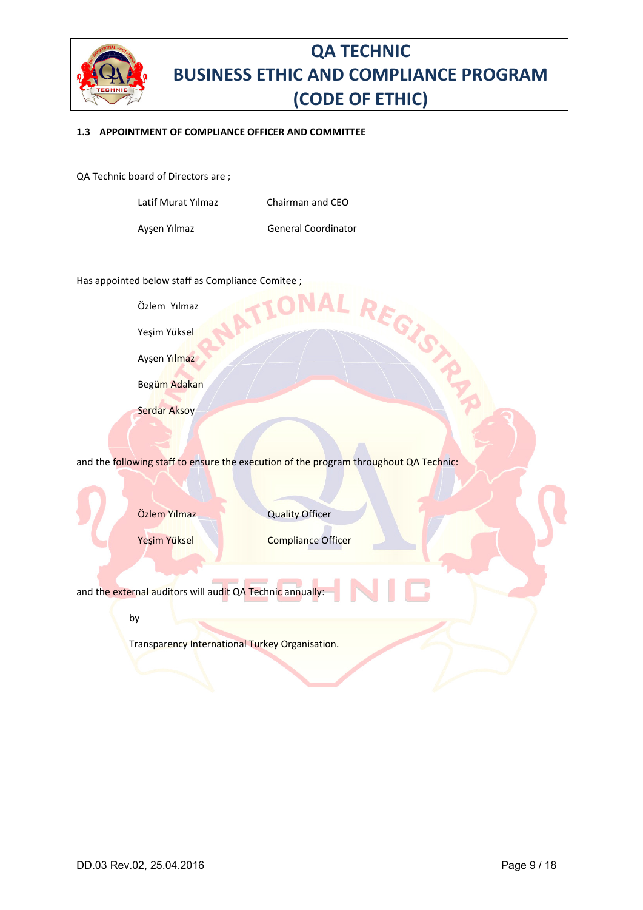### 1.3 APPOINTMENT OF COMPLIANCE OFFICER AND COMMITTEE

QA Technic board of Directors are ;

| | |
|---|---|
| Latif Murat Yılmaz | Chairman and CEO |
| Ayşen Yılmaz | General Coordinator |

Has appointed below staff as Compliance Comitee ;

Özlem Yılmaz

Yeşim Yüksel

Ayşen Yılmaz

Begüm Adakan

Serdar Aksoy

and the following staff to ensure the execution of the program throughout QA Technic:

| | |
|---|---|
| Özlem Yılmaz | Quality Officer |
| Yeşim Yüksel | Compliance Officer |

and the external auditors will audit QA Technic annually:

by

Transparency International Turkey Organisation.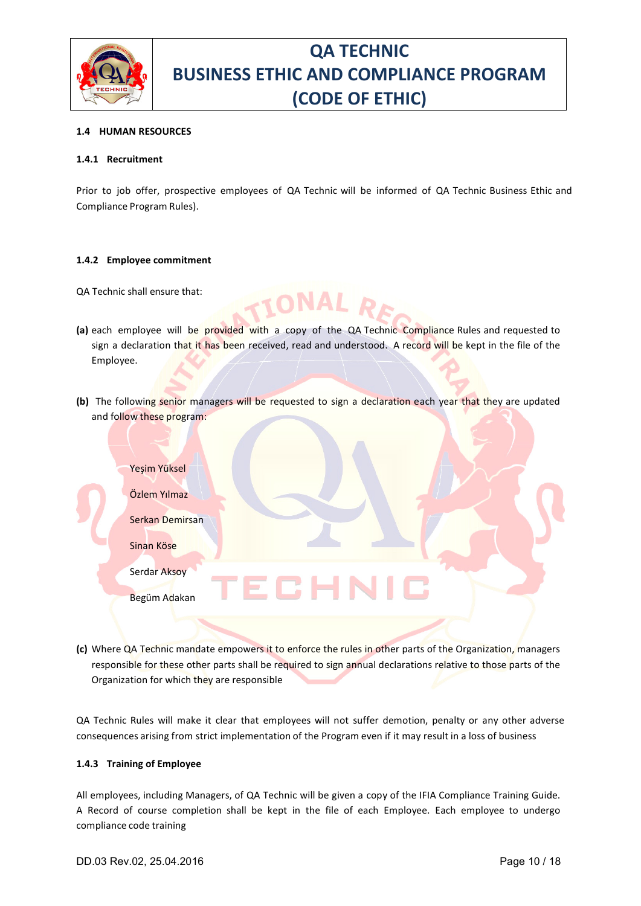### 1.4 HUMAN RESOURCES

#### 1.4.1 Recruitment

Prior to job offer, prospective employees of QA Technic will be informed of QA Technic Business Ethic and Compliance Program Rules).

#### 1.4.2 Employee commitment

QA Technic shall ensure that:

**(a)** each employee will be provided with a copy of the QA Technic Compliance Rules and requested to sign a declaration that it has been received, read and understood. A record will be kept in the file of the Employee.

**(b)** The following senior managers will be requested to sign a declaration each year that they are updated and follow these program:

- Yeşim Yüksel
- Özlem Yılmaz
- Serkan Demirsan
- Sinan Köse
- Serdar Aksoy
- Begüm Adakan

**(c)** Where QA Technic mandate empowers it to enforce the rules in other parts of the Organization, managers responsible for these other parts shall be required to sign annual declarations relative to those parts of the Organization for which they are responsible

QA Technic Rules will make it clear that employees will not suffer demotion, penalty or any other adverse consequences arising from strict implementation of the Program even if it may result in a loss of business

#### 1.4.3 Training of Employee

All employees, including Managers, of QA Technic will be given a copy of the IFIA Compliance Training Guide. A Record of course completion shall be kept in the file of each Employee. Each employee to undergo compliance code training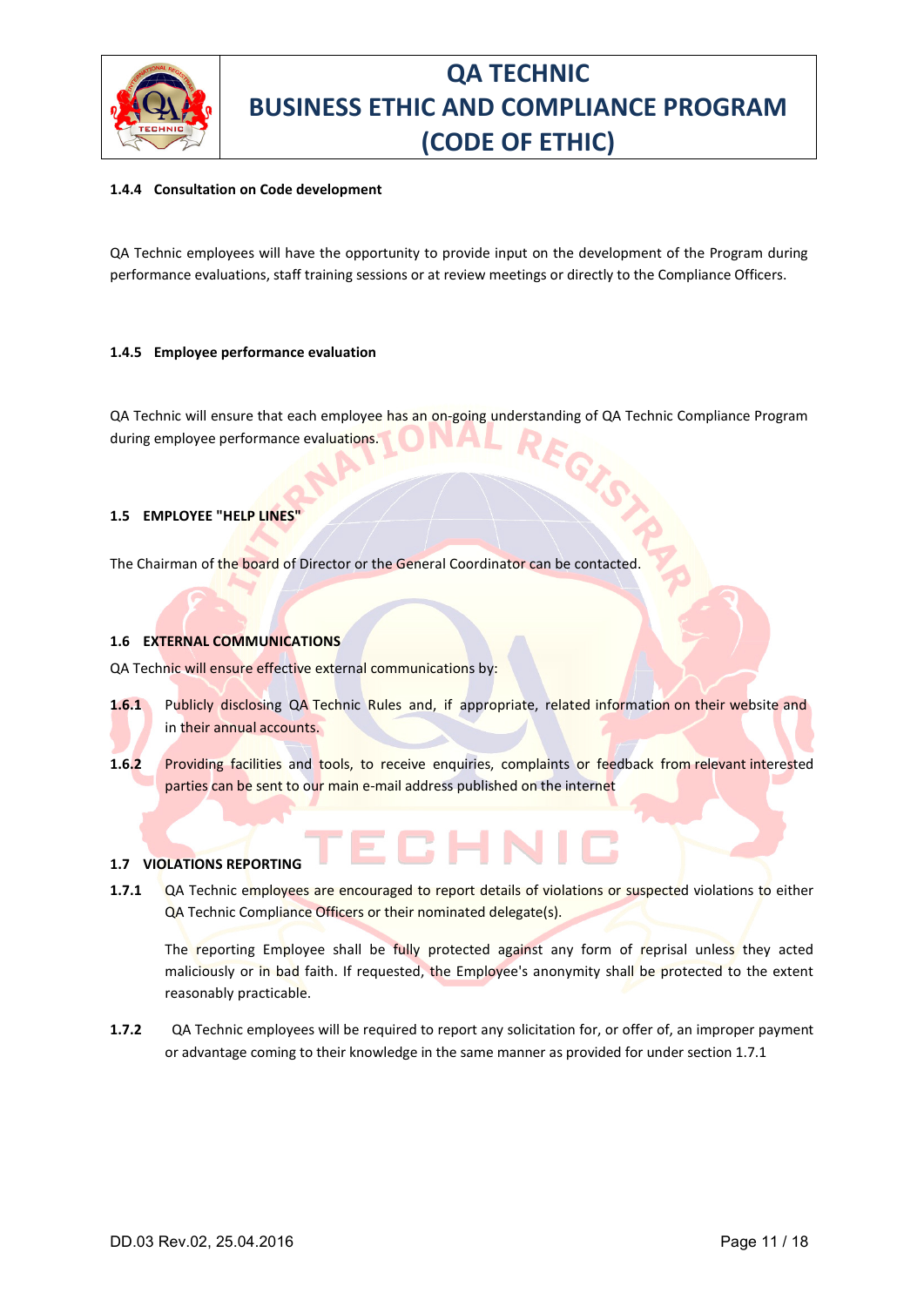#### 1.4.4 Consultation on Code development

QA Technic employees will have the opportunity to provide input on the development of the Program during performance evaluations, staff training sessions or at review meetings or directly to the Compliance Officers.

#### 1.4.5 Employee performance evaluation

QA Technic will ensure that each employee has an on-going understanding of QA Technic Compliance Program during employee performance evaluations.

### 1.5 EMPLOYEE "HELP LINES"

The Chairman of the board of Director or the General Coordinator can be contacted.

### 1.6 EXTERNAL COMMUNICATIONS

QA Technic will ensure effective external communications by:

**1.6.1** Publicly disclosing QA Technic Rules and, if appropriate, related information on their website and in their annual accounts.

**1.6.2** Providing facilities and tools, to receive enquiries, complaints or feedback from relevant interested parties can be sent to our main e-mail address published on the internet

### 1.7 VIOLATIONS REPORTING

**1.7.1** QA Technic employees are encouraged to report details of violations or suspected violations to either QA Technic Compliance Officers or their nominated delegate(s).

The reporting Employee shall be fully protected against any form of reprisal unless they acted maliciously or in bad faith. If requested, the Employee's anonymity shall be protected to the extent reasonably practicable.

**1.7.2** QA Technic employees will be required to report any solicitation for, or offer of, an improper payment or advantage coming to their knowledge in the same manner as provided for under section 1.7.1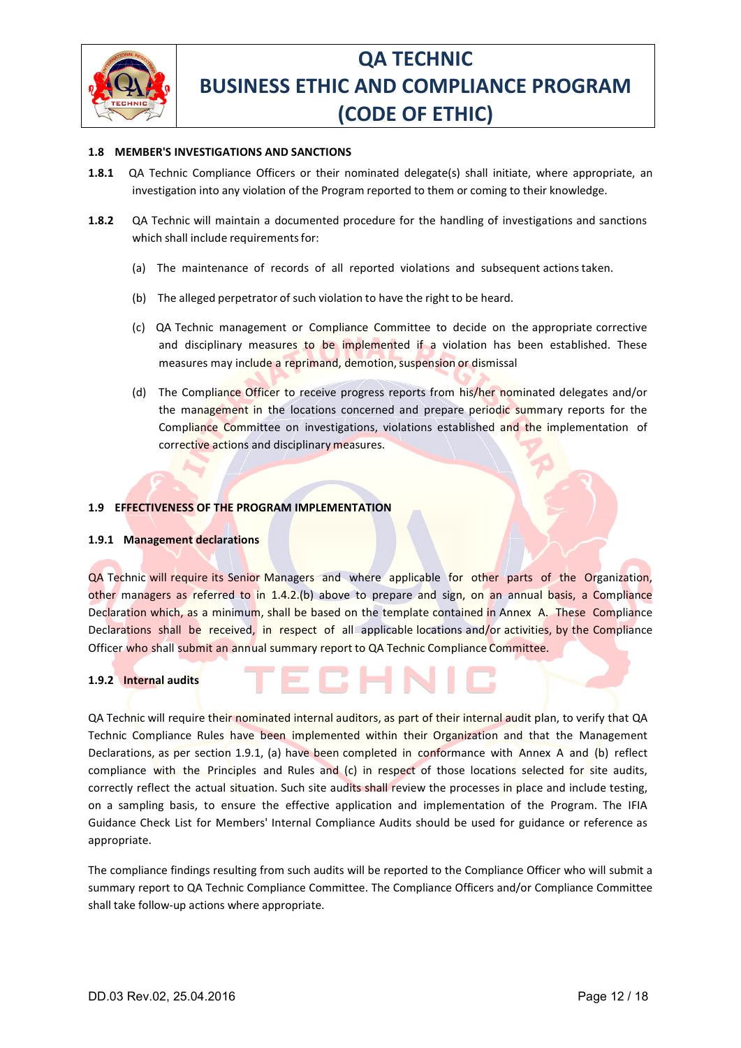### 1.8 MEMBER'S INVESTIGATIONS AND SANCTIONS

**1.8.1** QA Technic Compliance Officers or their nominated delegate(s) shall initiate, where appropriate, an investigation into any violation of the Program reported to them or coming to their knowledge.

**1.8.2** QA Technic will maintain a documented procedure for the handling of investigations and sanctions which shall include requirements for:

(a) The maintenance of records of all reported violations and subsequent actions taken.

(b) The alleged perpetrator of such violation to have the right to be heard.

(c) QA Technic management or Compliance Committee to decide on the appropriate corrective and disciplinary measures to be implemented if a violation has been established. These measures may include a reprimand, demotion, suspension or dismissal

(d) The Compliance Officer to receive progress reports from his/her nominated delegates and/or the management in the locations concerned and prepare periodic summary reports for the Compliance Committee on investigations, violations established and the implementation of corrective actions and disciplinary measures.

### 1.9 EFFECTIVENESS OF THE PROGRAM IMPLEMENTATION

#### 1.9.1 Management declarations

QA Technic will require its Senior Managers and where applicable for other parts of the Organization, other managers as referred to in 1.4.2.(b) above to prepare and sign, on an annual basis, a Compliance Declaration which, as a minimum, shall be based on the template contained in Annex A. These Compliance Declarations shall be received, in respect of all applicable locations and/or activities, by the Compliance Officer who shall submit an annual summary report to QA Technic Compliance Committee.

#### 1.9.2 Internal audits

QA Technic will require their nominated internal auditors, as part of their internal audit plan, to verify that QA Technic Compliance Rules have been implemented within their Organization and that the Management Declarations, as per section 1.9.1, (a) have been completed in conformance with Annex A and (b) reflect compliance with the Principles and Rules and (c) in respect of those locations selected for site audits, correctly reflect the actual situation. Such site audits shall review the processes in place and include testing, on a sampling basis, to ensure the effective application and implementation of the Program. The IFIA Guidance Check List for Members' Internal Compliance Audits should be used for guidance or reference as appropriate.

The compliance findings resulting from such audits will be reported to the Compliance Officer who will submit a summary report to QA Technic Compliance Committee. The Compliance Officers and/or Compliance Committee shall take follow-up actions where appropriate.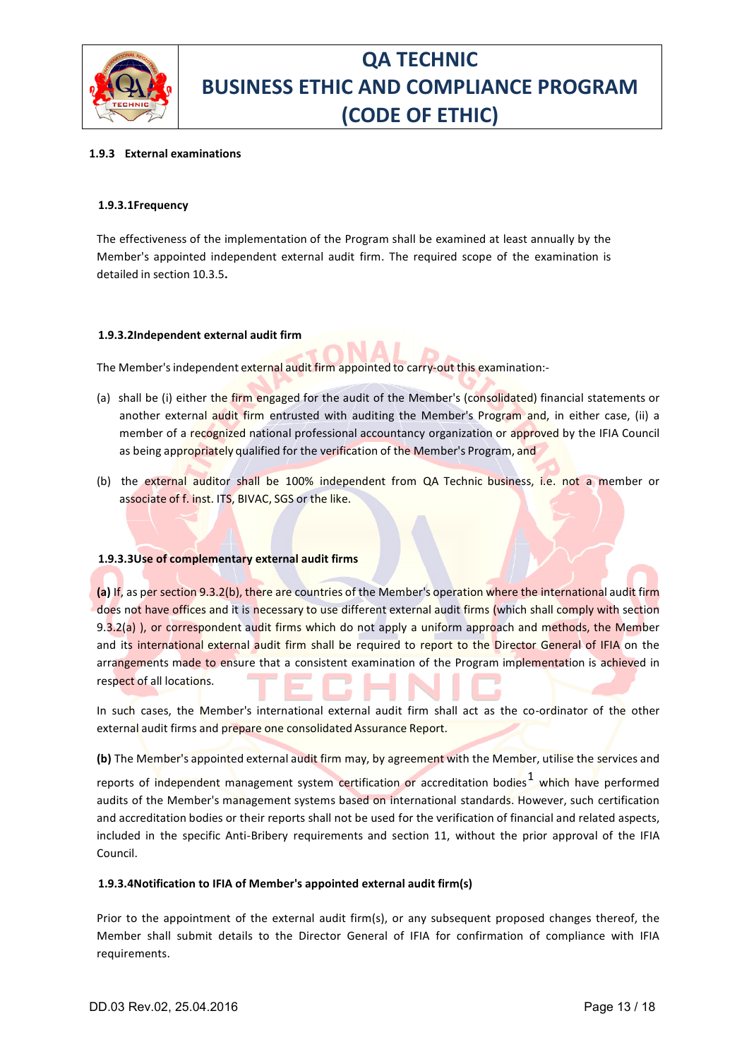### 1.9.3 External examinations

#### 1.9.3.1 Frequency

The effectiveness of the implementation of the Program shall be examined at least annually by the Member's appointed independent external audit firm. The required scope of the examination is detailed in section 10.3.5**.**

#### 1.9.3.2 Independent external audit firm

The Member's independent external audit firm appointed to carry-out this examination:-

(a) shall be (i) either the firm engaged for the audit of the Member's (consolidated) financial statements or another external audit firm entrusted with auditing the Member's Program and, in either case, (ii) a member of a recognized national professional accountancy organization or approved by the IFIA Council as being appropriately qualified for the verification of the Member's Program, and

(b) the external auditor shall be 100% independent from QA Technic business, i.e. not a member or associate of f. inst. ITS, BIVAC, SGS or the like.

#### 1.9.3.3 Use of complementary external audit firms

**(a)** If, as per section 9.3.2(b), there are countries of the Member's operation where the international audit firm does not have offices and it is necessary to use different external audit firms (which shall comply with section 9.3.2(a) ), or correspondent audit firms which do not apply a uniform approach and methods, the Member and its international external audit firm shall be required to report to the Director General of IFIA on the arrangements made to ensure that a consistent examination of the Program implementation is achieved in respect of all locations.

In such cases, the Member's international external audit firm shall act as the co-ordinator of the other external audit firms and prepare one consolidated Assurance Report.

**(b)** The Member's appointed external audit firm may, by agreement with the Member, utilise the services and reports of independent management system certification or accreditation bodies[1] which have performed audits of the Member's management systems based on international standards. However, such certification and accreditation bodies or their reports shall not be used for the verification of financial and related aspects, included in the specific Anti-Bribery requirements and section 11, without the prior approval of the IFIA Council.

#### 1.9.3.4 Notification to IFIA of Member's appointed external audit firm(s)

Prior to the appointment of the external audit firm(s), or any subsequent proposed changes thereof, the Member shall submit details to the Director General of IFIA for confirmation of compliance with IFIA requirements.

DD.03 Rev.02, 25.04.2016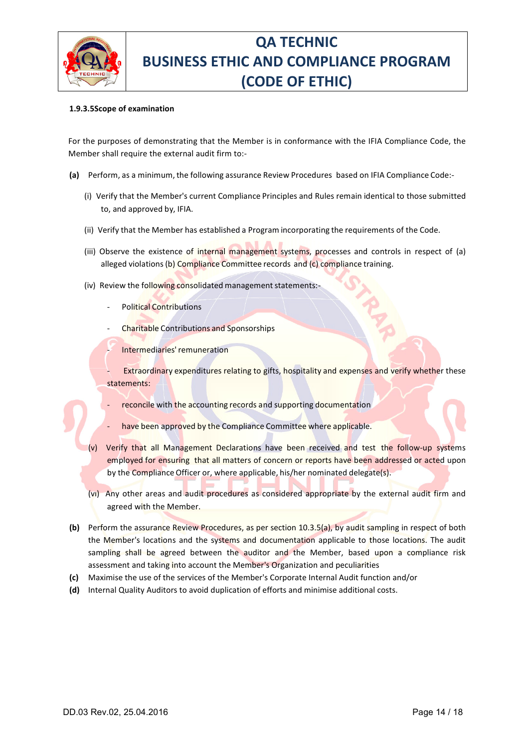**1.9.3.5Scope of examination**

For the purposes of demonstrating that the Member is in conformance with the IFIA Compliance Code, the Member shall require the external audit firm to:-

**(a)** Perform, as a minimum, the following assurance Review Procedures based on IFIA Compliance Code:-

(i) Verify that the Member's current Compliance Principles and Rules remain identical to those submitted to, and approved by, IFIA.

(ii) Verify that the Member has established a Program incorporating the requirements of the Code.

(iii) Observe the existence of internal management systems, processes and controls in respect of (a) alleged violations (b) Compliance Committee records and (c) compliance training.

(iv) Review the following consolidated management statements:-

- Political Contributions
- Charitable Contributions and Sponsorships
- Intermediaries' remuneration
- Extraordinary expenditures relating to gifts, hospitality and expenses and verify whether these statements:
- reconcile with the accounting records and supporting documentation
- have been approved by the Compliance Committee where applicable.

(v) Verify that all Management Declarations have been received and test the follow-up systems employed for ensuring that all matters of concern or reports have been addressed or acted upon by the Compliance Officer or, where applicable, his/her nominated delegate(s).

(vi) Any other areas and audit procedures as considered appropriate by the external audit firm and agreed with the Member.

**(b)** Perform the assurance Review Procedures, as per section 10.3.5(a), by audit sampling in respect of both the Member's locations and the systems and documentation applicable to those locations. The audit sampling shall be agreed between the auditor and the Member, based upon a compliance risk assessment and taking into account the Member's Organization and peculiarities

**(c)** Maximise the use of the services of the Member's Corporate Internal Audit function and/or

**(d)** Internal Quality Auditors to avoid duplication of efforts and minimise additional costs.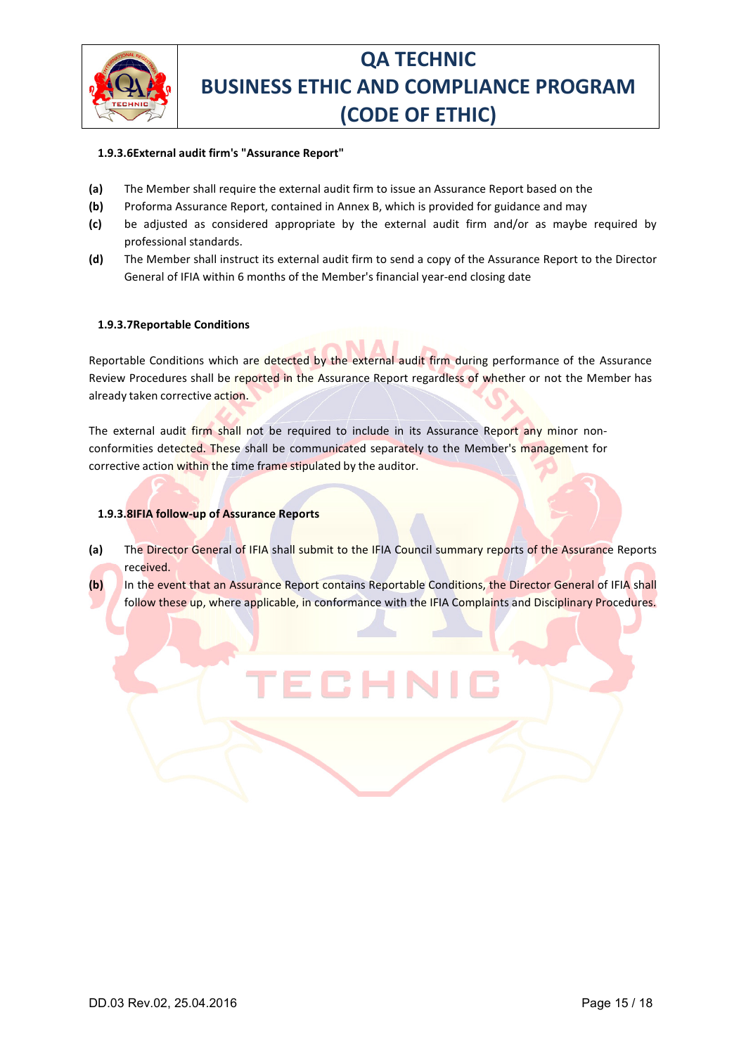#### 1.9.3.6External audit firm's "Assurance Report"

**(a)** The Member shall require the external audit firm to issue an Assurance Report based on the

**(b)** Proforma Assurance Report, contained in Annex B, which is provided for guidance and may

**(c)** be adjusted as considered appropriate by the external audit firm and/or as maybe required by professional standards.

**(d)** The Member shall instruct its external audit firm to send a copy of the Assurance Report to the Director General of IFIA within 6 months of the Member's financial year-end closing date

#### 1.9.3.7Reportable Conditions

Reportable Conditions which are detected by the external audit firm during performance of the Assurance Review Procedures shall be reported in the Assurance Report regardless of whether or not the Member has already taken corrective action.

The external audit firm shall not be required to include in its Assurance Report any minor non-conformities detected. These shall be communicated separately to the Member's management for corrective action within the time frame stipulated by the auditor.

#### 1.9.3.8IFIA follow-up of Assurance Reports

**(a)** The Director General of IFIA shall submit to the IFIA Council summary reports of the Assurance Reports received.

**(b)** In the event that an Assurance Report contains Reportable Conditions, the Director General of IFIA shall follow these up, where applicable, in conformance with the IFIA Complaints and Disciplinary Procedures.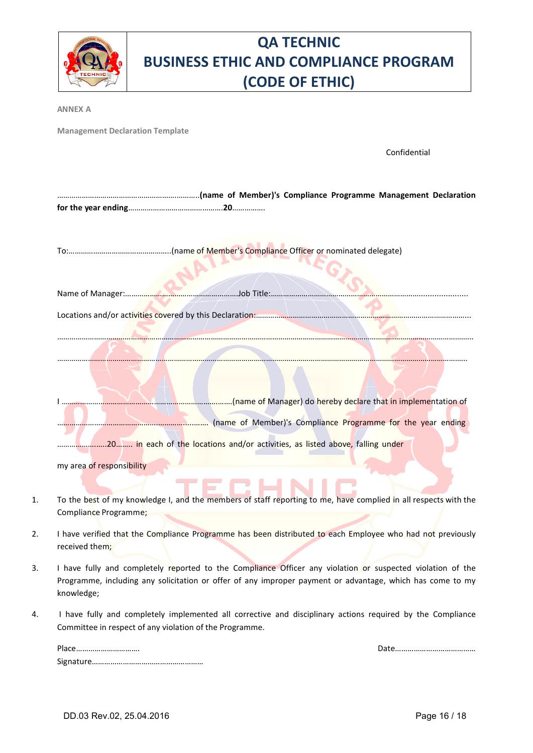**ANNEX A**

**Management Declaration Template**

Confidential

……………………………………………………………..**(name of Member)'s Compliance Programme Management Declaration for the year ending**……………………………………….**20**…………….

To:…………………………………………..(name of Member's Compliance Officer or nominated delegate)

Name of Manager:……………………………………………..Job Title:……………………………………………………………………………….

Locations and/or activities covered by this Declaration:……………………………………………………………………………………….

…………………………………………………………………………………………………………………………………………………………………………

…………………………………………………………………………………………………………………………………………………………………………

I ……………………………………………………………………….(name of Manager) do hereby declare that in implementation of ……………………………………………………………… (name of Member)'s Compliance Programme for the year ending ……………………20…….. in each of the locations and/or activities, as listed above, falling under my area of responsibility

1. To the best of my knowledge I, and the members of staff reporting to me, have complied in all respects with the Compliance Programme;
2. I have verified that the Compliance Programme has been distributed to each Employee who had not previously received them;
3. I have fully and completely reported to the Compliance Officer any violation or suspected violation of the Programme, including any solicitation or offer of any improper payment or advantage, which has come to my knowledge;
4. I have fully and completely implemented all corrective and disciplinary actions required by the Compliance Committee in respect of any violation of the Programme.

Place…………………………. Date…………………………………

Signature………………………………………………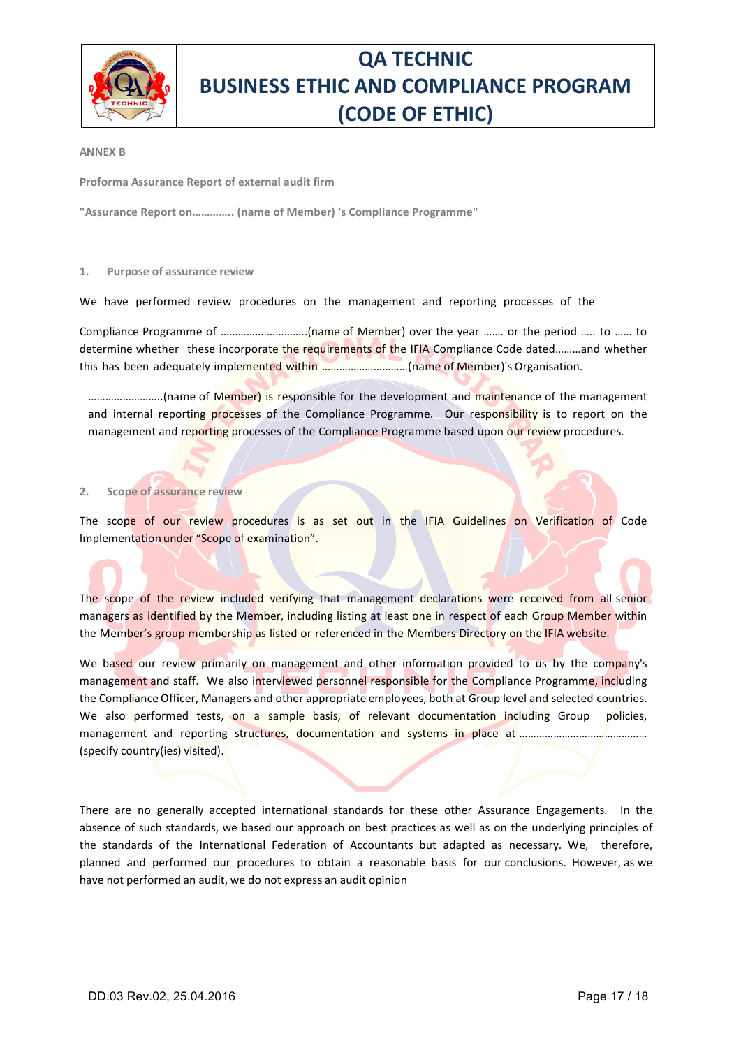**ANNEX B**

**Proforma Assurance Report of external audit firm**

**"Assurance Report on…………. (name of Member) 's Compliance Programme"**

## 1. Purpose of assurance review

We have performed review procedures on the management and reporting processes of the

Compliance Programme of ………………………..(name of Member) over the year ……. or the period ….. to …… to determine whether these incorporate the requirements of the IFIA Compliance Code dated………and whether this has been adequately implemented within …………………………(name of Member)'s Organisation.

……………………..(name of Member) is responsible for the development and maintenance of the management and internal reporting processes of the Compliance Programme. Our responsibility is to report on the management and reporting processes of the Compliance Programme based upon our review procedures.

## 2. Scope of assurance review

The scope of our review procedures is as set out in the IFIA Guidelines on Verification of Code Implementation under "Scope of examination".

The scope of the review included verifying that management declarations were received from all senior managers as identified by the Member, including listing at least one in respect of each Group Member within the Member's group membership as listed or referenced in the Members Directory on the IFIA website.

We based our review primarily on management and other information provided to us by the company's management and staff. We also interviewed personnel responsible for the Compliance Programme, including the Compliance Officer, Managers and other appropriate employees, both at Group level and selected countries. We also performed tests, on a sample basis, of relevant documentation including Group policies, management and reporting structures, documentation and systems in place at ……………………………………… (specify country(ies) visited).

There are no generally accepted international standards for these other Assurance Engagements. In the absence of such standards, we based our approach on best practices as well as on the underlying principles of the standards of the International Federation of Accountants but adapted as necessary. We, therefore, planned and performed our procedures to obtain a reasonable basis for our conclusions. However, as we have not performed an audit, we do not express an audit opinion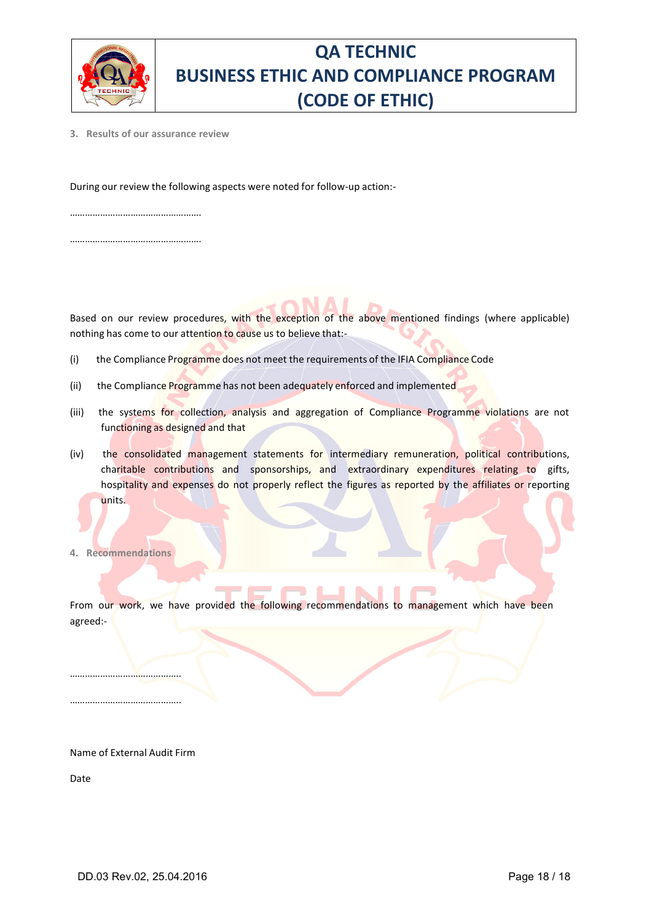### 3. Results of our assurance review

During our review the following aspects were noted for follow-up action:-

…………………………………………….

…………………………………………….

Based on our review procedures, with the exception of the above mentioned findings (where applicable) nothing has come to our attention to cause us to believe that:-

(i) the Compliance Programme does not meet the requirements of the IFIA Compliance Code

(ii) the Compliance Programme has not been adequately enforced and implemented

(iii) the systems for collection, analysis and aggregation of Compliance Programme violations are not functioning as designed and that

(iv) the consolidated management statements for intermediary remuneration, political contributions, charitable contributions and sponsorships, and extraordinary expenditures relating to gifts, hospitality and expenses do not properly reflect the figures as reported by the affiliates or reporting units.

### 4. Recommendations

From our work, we have provided the following recommendations to management which have been agreed:-

…………………………………….

…………………………………….

Name of External Audit Firm

Date